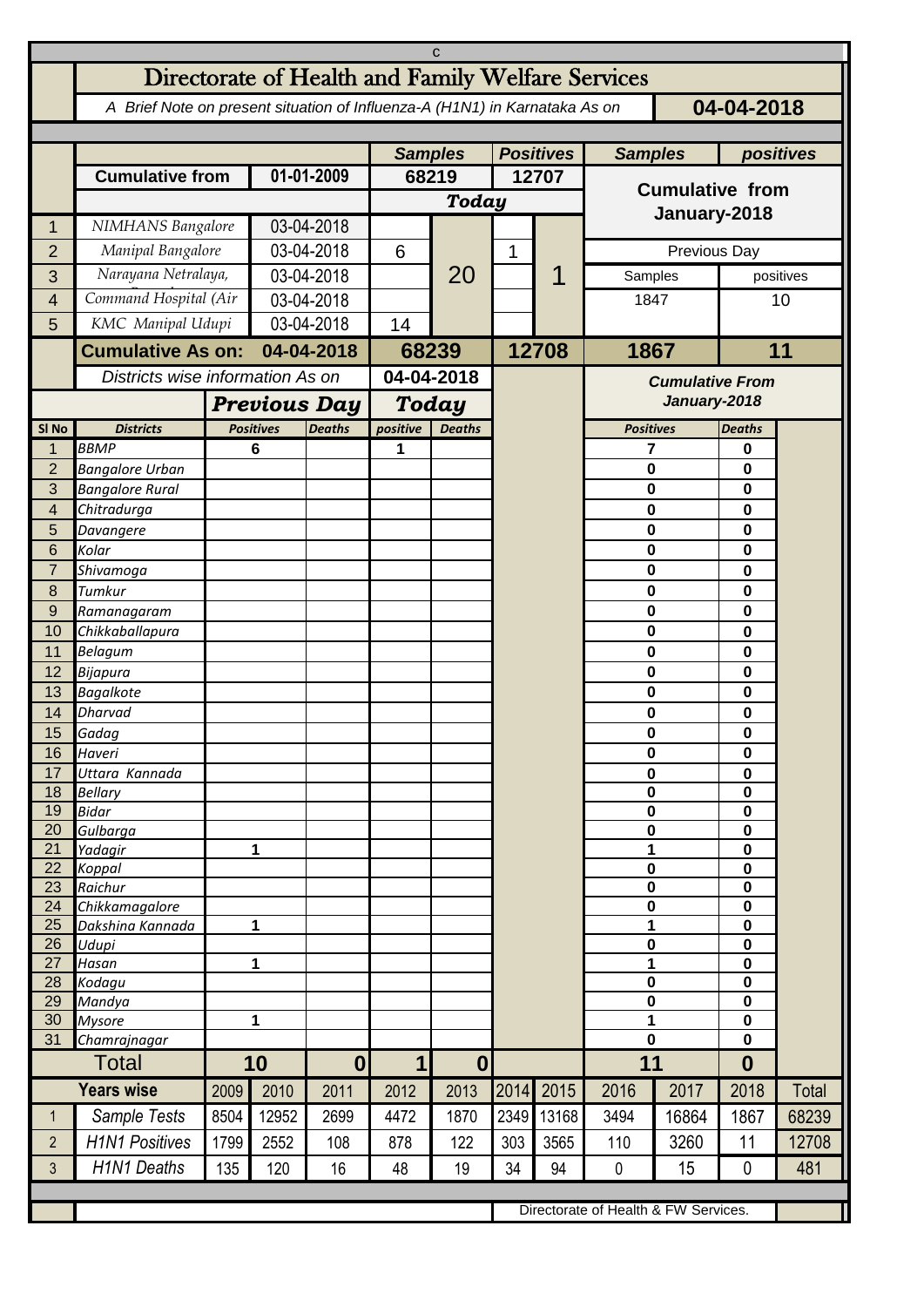# Directorate of Health and Family Welfare Services

*A Brief Note on present situation of Influenza-A (H1N1) in Karnataka As on* **04-04-2018**

| | | | Samples | | Positives | | Samples | positives |
|---|---|---|---|---|---|---|---|---|
| | **Cumulative from** | **01-01-2009** | **68219** | | **12707** | | **Cumulative from January-2018** | |
| | | | **Today** | | | | | |
| 1 | NIMHANS Bangalore | 03-04-2018 | | 20 | | 1 | | |
| 2 | Manipal Bangalore | 03-04-2018 | 6 | | 1 | | Previous Day | |
| 3 | Narayana Netralaya, | 03-04-2018 | | | | | Samples | positives |
| 4 | Command Hospital (Air | 03-04-2018 | | | | | 1847 | 10 |
| 5 | KMC Manipal Udupi | 03-04-2018 | 14 | | | | | |
| | **Cumulative As on:** | **04-04-2018** | **68239** | | **12708** | | **1867** | **11** |

| Sl No | Districts | Previous Day Positives | Previous Day Deaths | Today positive | Today Deaths | Cumulative From January-2018 Positives | Cumulative From January-2018 Deaths |
|---|---|---|---|---|---|---|---|
| | *Districts wise information As on* **04-04-2018** | | | | | | |
| 1 | BBMP | 6 | | 1 | | 7 | 0 |
| 2 | Bangalore Urban | | | | | 0 | 0 |
| 3 | Bangalore Rural | | | | | 0 | 0 |
| 4 | Chitradurga | | | | | 0 | 0 |
| 5 | Davangere | | | | | 0 | 0 |
| 6 | Kolar | | | | | 0 | 0 |
| 7 | Shivamoga | | | | | 0 | 0 |
| 8 | Tumkur | | | | | 0 | 0 |
| 9 | Ramanagaram | | | | | 0 | 0 |
| 10 | Chikkaballapura | | | | | 0 | 0 |
| 11 | Belagum | | | | | 0 | 0 |
| 12 | Bijapura | | | | | 0 | 0 |
| 13 | Bagalkote | | | | | 0 | 0 |
| 14 | Dharvad | | | | | 0 | 0 |
| 15 | Gadag | | | | | 0 | 0 |
| 16 | Haveri | | | | | 0 | 0 |
| 17 | Uttara Kannada | | | | | 0 | 0 |
| 18 | Bellary | | | | | 0 | 0 |
| 19 | Bidar | | | | | 0 | 0 |
| 20 | Gulbarga | | | | | 0 | 0 |
| 21 | Yadagir | 1 | | | | 1 | 0 |
| 22 | Koppal | | | | | 0 | 0 |
| 23 | Raichur | | | | | 0 | 0 |
| 24 | Chikkamagalore | | | | | 0 | 0 |
| 25 | Dakshina Kannada | 1 | | | | 1 | 0 |
| 26 | Udupi | | | | | 0 | 0 |
| 27 | Hasan | 1 | | | | 1 | 0 |
| 28 | Kodagu | | | | | 0 | 0 |
| 29 | Mandya | | | | | 0 | 0 |
| 30 | Mysore | 1 | | | | 1 | 0 |
| 31 | Chamrajnagar | | | | | 0 | 0 |
| | **Total** | **10** | **0** | **1** | **0** | **11** | **0** |

| | Years wise | 2009 | 2010 | 2011 | 2012 | 2013 | 2014 | 2015 | 2016 | 2017 | 2018 | Total |
|---|---|---|---|---|---|---|---|---|---|---|---|---|
| 1 | Sample Tests | 8504 | 12952 | 2699 | 4472 | 1870 | 2349 | 13168 | 3494 | 16864 | 1867 | 68239 |
| 2 | H1N1 Positives | 1799 | 2552 | 108 | 878 | 122 | 303 | 3565 | 110 | 3260 | 11 | 12708 |
| 3 | H1N1 Deaths | 135 | 120 | 16 | 48 | 19 | 34 | 94 | 0 | 15 | 0 | 481 |

Directorate of Health & FW Services.